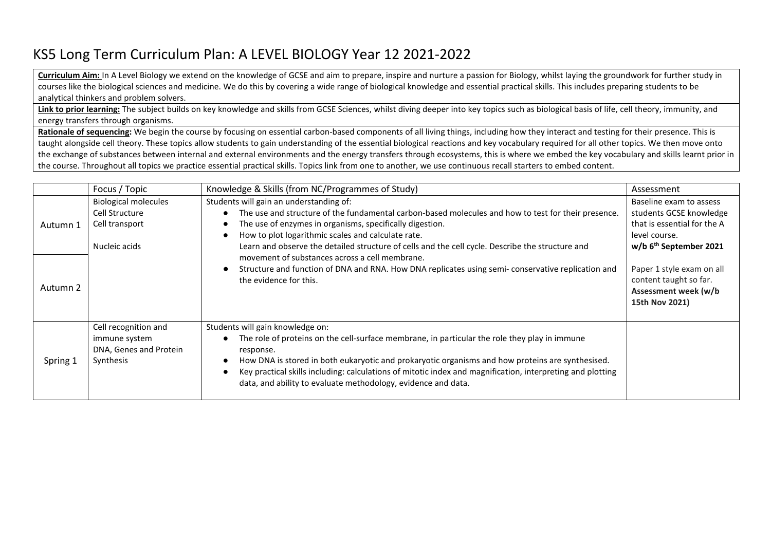# KS5 Long Term Curriculum Plan: A LEVEL BIOLOGY Year 12 2021-2022

**Curriculum Aim:** In A Level Biology we extend on the knowledge of GCSE and aim to prepare, inspire and nurture a passion for Biology, whilst laying the groundwork for further study in courses like the biological sciences and medicine. We do this by covering a wide range of biological knowledge and essential practical skills. This includes preparing students to be analytical thinkers and problem solvers.

**Link to prior learning:** The subject builds on key knowledge and skills from GCSE Sciences, whilst diving deeper into key topics such as biological basis of life, cell theory, immunity, and energy transfers through organisms.

**Rationale of sequencing:** We begin the course by focusing on essential carbon-based components of all living things, including how they interact and testing for their presence. This is taught alongside cell theory. These topics allow students to gain understanding of the essential biological reactions and key vocabulary required for all other topics. We then move onto the exchange of substances between internal and external environments and the energy transfers through ecosystems, this is where we embed the key vocabulary and skills learnt prior in the course. Throughout all topics we practice essential practical skills. Topics link from one to another, we use continuous recall starters to embed content.

| | Focus / Topic | Knowledge & Skills (from NC/Programmes of Study) | Assessment |
|---|---|---|---|
| Autumn 1<br><br>Autumn 2 | Biological molecules<br>Cell Structure<br>Cell transport<br><br>Nucleic acids | Students will gain an understanding of:<br>• The use and structure of the fundamental carbon-based molecules and how to test for their presence.<br>• The use of enzymes in organisms, specifically digestion.<br>• How to plot logarithmic scales and calculate rate.<br>Learn and observe the detailed structure of cells and the cell cycle. Describe the structure and movement of substances across a cell membrane.<br>• Structure and function of DNA and RNA. How DNA replicates using semi- conservative replication and the evidence for this. | Baseline exam to assess students GCSE knowledge that is essential for the A level course.<br>**w/b 6th September 2021**<br><br>Paper 1 style exam on all content taught so far.<br>**Assessment week (w/b 15th Nov 2021)** |
| Spring 1 | Cell recognition and immune system<br>DNA, Genes and Protein Synthesis | Students will gain knowledge on:<br>• The role of proteins on the cell-surface membrane, in particular the role they play in immune response.<br>• How DNA is stored in both eukaryotic and prokaryotic organisms and how proteins are synthesised.<br>• Key practical skills including: calculations of mitotic index and magnification, interpreting and plotting data, and ability to evaluate methodology, evidence and data. | |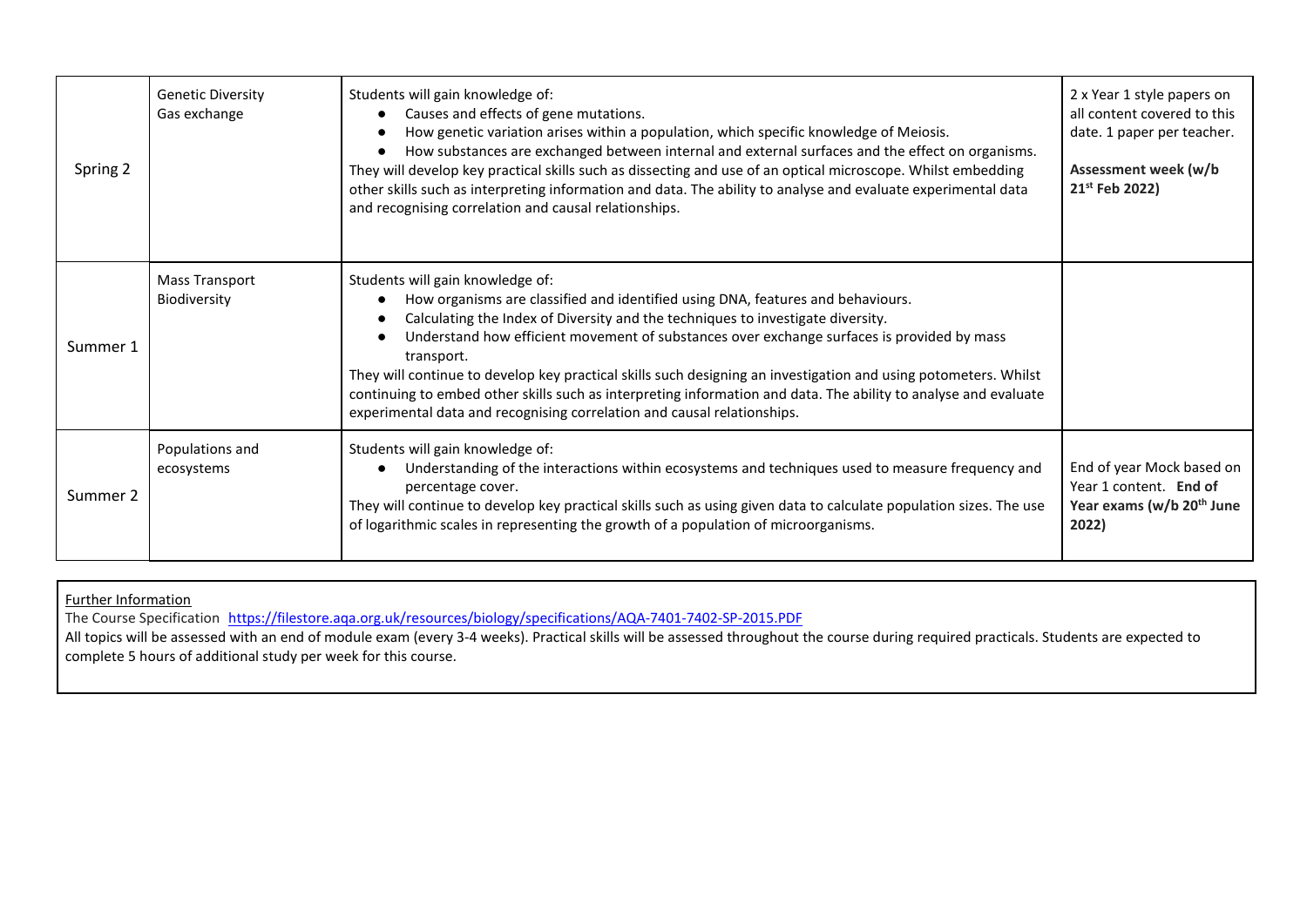| | | | |
|---|---|---|---|
| Spring 2 | Genetic Diversity<br>Gas exchange | Students will gain knowledge of:<br>● Causes and effects of gene mutations.<br>● How genetic variation arises within a population, which specific knowledge of Meiosis.<br>● How substances are exchanged between internal and external surfaces and the effect on organisms.<br>They will develop key practical skills such as dissecting and use of an optical microscope. Whilst embedding other skills such as interpreting information and data. The ability to analyse and evaluate experimental data and recognising correlation and causal relationships. | 2 x Year 1 style papers on all content covered to this date. 1 paper per teacher.<br><br>**Assessment week (w/b 21st Feb 2022)** |
| Summer 1 | Mass Transport<br>Biodiversity | Students will gain knowledge of:<br>● How organisms are classified and identified using DNA, features and behaviours.<br>● Calculating the Index of Diversity and the techniques to investigate diversity.<br>● Understand how efficient movement of substances over exchange surfaces is provided by mass transport.<br>They will continue to develop key practical skills such designing an investigation and using potometers. Whilst continuing to embed other skills such as interpreting information and data. The ability to analyse and evaluate experimental data and recognising correlation and causal relationships. | |
| Summer 2 | Populations and ecosystems | Students will gain knowledge of:<br>● Understanding of the interactions within ecosystems and techniques used to measure frequency and percentage cover.<br>They will continue to develop key practical skills such as using given data to calculate population sizes. The use of logarithmic scales in representing the growth of a population of microorganisms. | End of year Mock based on Year 1 content. **End of Year exams (w/b 20th June 2022)** |

Further Information

The Course Specification https://filestore.aqa.org.uk/resources/biology/specifications/AQA-7401-7402-SP-2015.PDF

All topics will be assessed with an end of module exam (every 3-4 weeks). Practical skills will be assessed throughout the course during required practicals. Students are expected to complete 5 hours of additional study per week for this course.